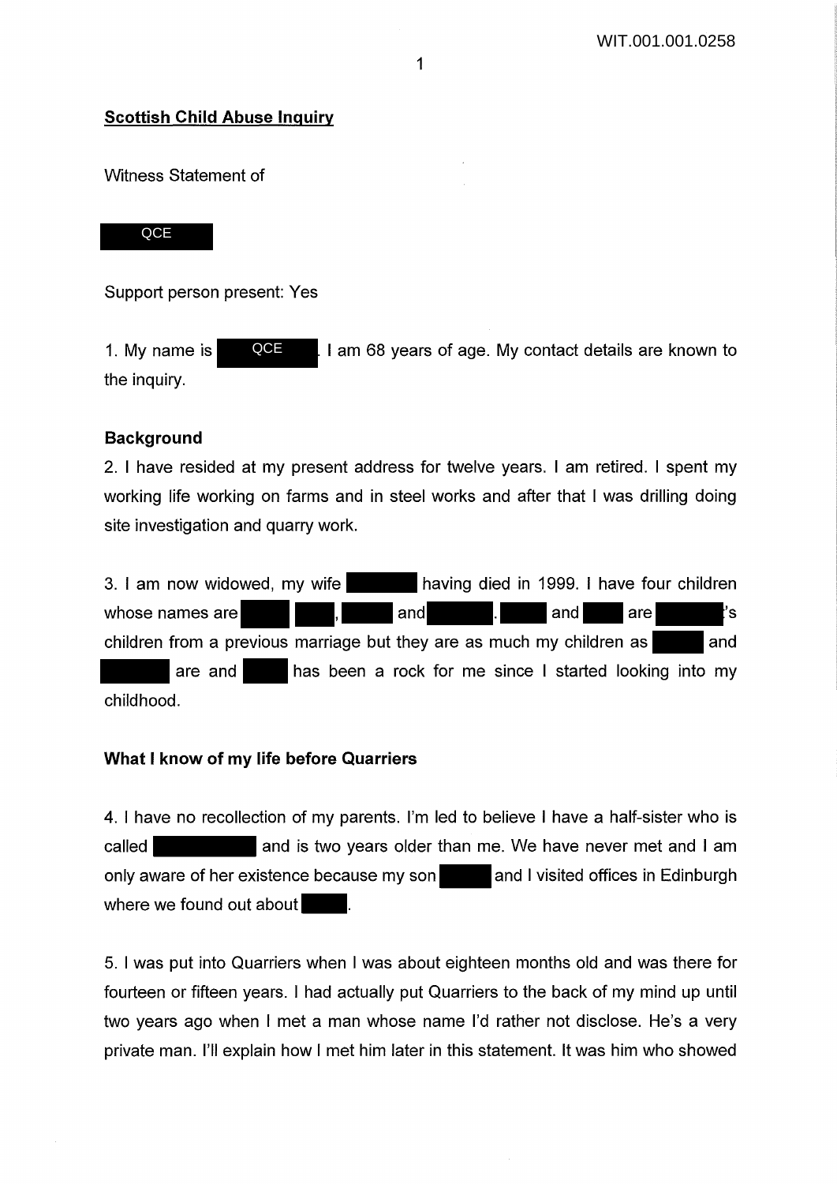**Scottish Child Abuse Inquiry**

Witness Statement of

QCE

Support person present: Yes

1. My name is QCE. I am 68 years of age. My contact details are known to the inquiry.

### Background

2. I have resided at my present address for twelve years. I am retired. I spent my working life working on farms and in steel works and after that I was drilling doing site investigation and quarry work.

3. I am now widowed, my wife having died in 1999. I have four children whose names are , and . and are 's children from a previous marriage but they are as much my children as and are and has been a rock for me since I started looking into my childhood.

### What I know of my life before Quarriers

4. I have no recollection of my parents. I'm led to believe I have a half-sister who is called and is two years older than me. We have never met and I am only aware of her existence because my son and I visited offices in Edinburgh where we found out about .

5. I was put into Quarriers when I was about eighteen months old and was there for fourteen or fifteen years. I had actually put Quarriers to the back of my mind up until two years ago when I met a man whose name I'd rather not disclose. He's a very private man. I'll explain how I met him later in this statement. It was him who showed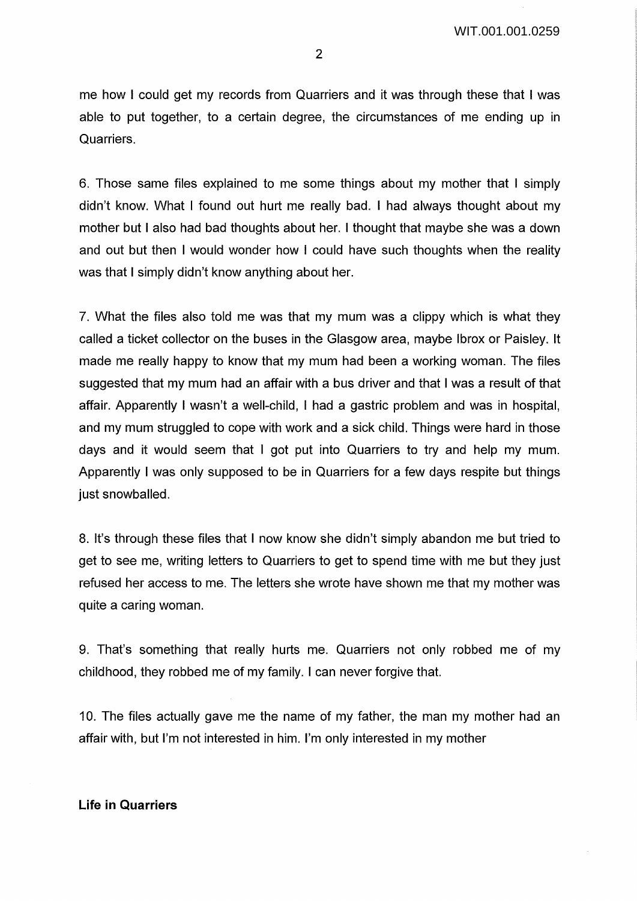me how I could get my records from Quarriers and it was through these that I was able to put together, to a certain degree, the circumstances of me ending up in Quarriers.

6. Those same files explained to me some things about my mother that I simply didn't know. What I found out hurt me really bad. I had always thought about my mother but I also had bad thoughts about her. I thought that maybe she was a down and out but then I would wonder how I could have such thoughts when the reality was that I simply didn't know anything about her.

7. What the files also told me was that my mum was a clippy which is what they called a ticket collector on the buses in the Glasgow area, maybe Ibrox or Paisley. It made me really happy to know that my mum had been a working woman. The files suggested that my mum had an affair with a bus driver and that I was a result of that affair. Apparently I wasn't a well-child, I had a gastric problem and was in hospital, and my mum struggled to cope with work and a sick child. Things were hard in those days and it would seem that I got put into Quarriers to try and help my mum. Apparently I was only supposed to be in Quarriers for a few days respite but things just snowballed.

8. It's through these files that I now know she didn't simply abandon me but tried to get to see me, writing letters to Quarriers to get to spend time with me but they just refused her access to me. The letters she wrote have shown me that my mother was quite a caring woman.

9. That's something that really hurts me. Quarriers not only robbed me of my childhood, they robbed me of my family. I can never forgive that.

10. The files actually gave me the name of my father, the man my mother had an affair with, but I'm not interested in him. I'm only interested in my mother

**Life in Quarriers**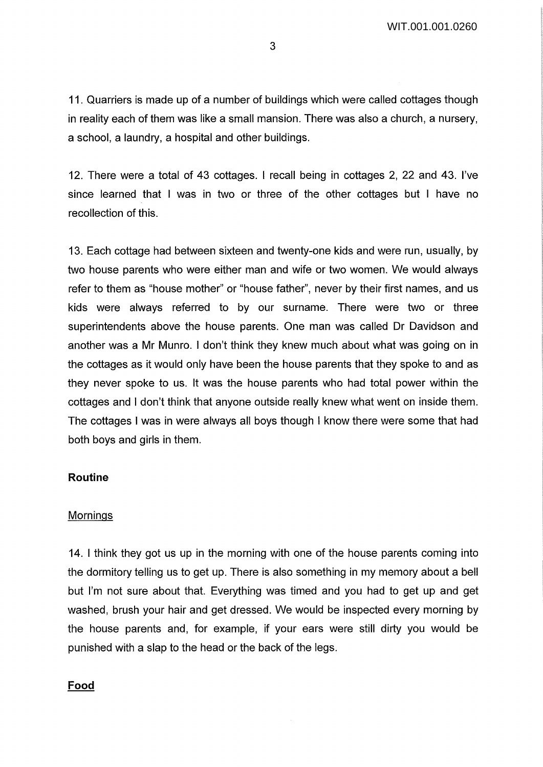11. Quarriers is made up of a number of buildings which were called cottages though in reality each of them was like a small mansion. There was also a church, a nursery, a school, a laundry, a hospital and other buildings.

12. There were a total of 43 cottages. I recall being in cottages 2, 22 and 43. I've since learned that I was in two or three of the other cottages but I have no recollection of this.

13. Each cottage had between sixteen and twenty-one kids and were run, usually, by two house parents who were either man and wife or two women. We would always refer to them as "house mother" or "house father", never by their first names, and us kids were always referred to by our surname. There were two or three superintendents above the house parents. One man was called Dr Davidson and another was a Mr Munro. I don't think they knew much about what was going on in the cottages as it would only have been the house parents that they spoke to and as they never spoke to us. It was the house parents who had total power within the cottages and I don't think that anyone outside really knew what went on inside them. The cottages I was in were always all boys though I know there were some that had both boys and girls in them.

**Routine**

Mornings

14. I think they got us up in the morning with one of the house parents coming into the dormitory telling us to get up. There is also something in my memory about a bell but I'm not sure about that. Everything was timed and you had to get up and get washed, brush your hair and get dressed. We would be inspected every morning by the house parents and, for example, if your ears were still dirty you would be punished with a slap to the head or the back of the legs.

**Food**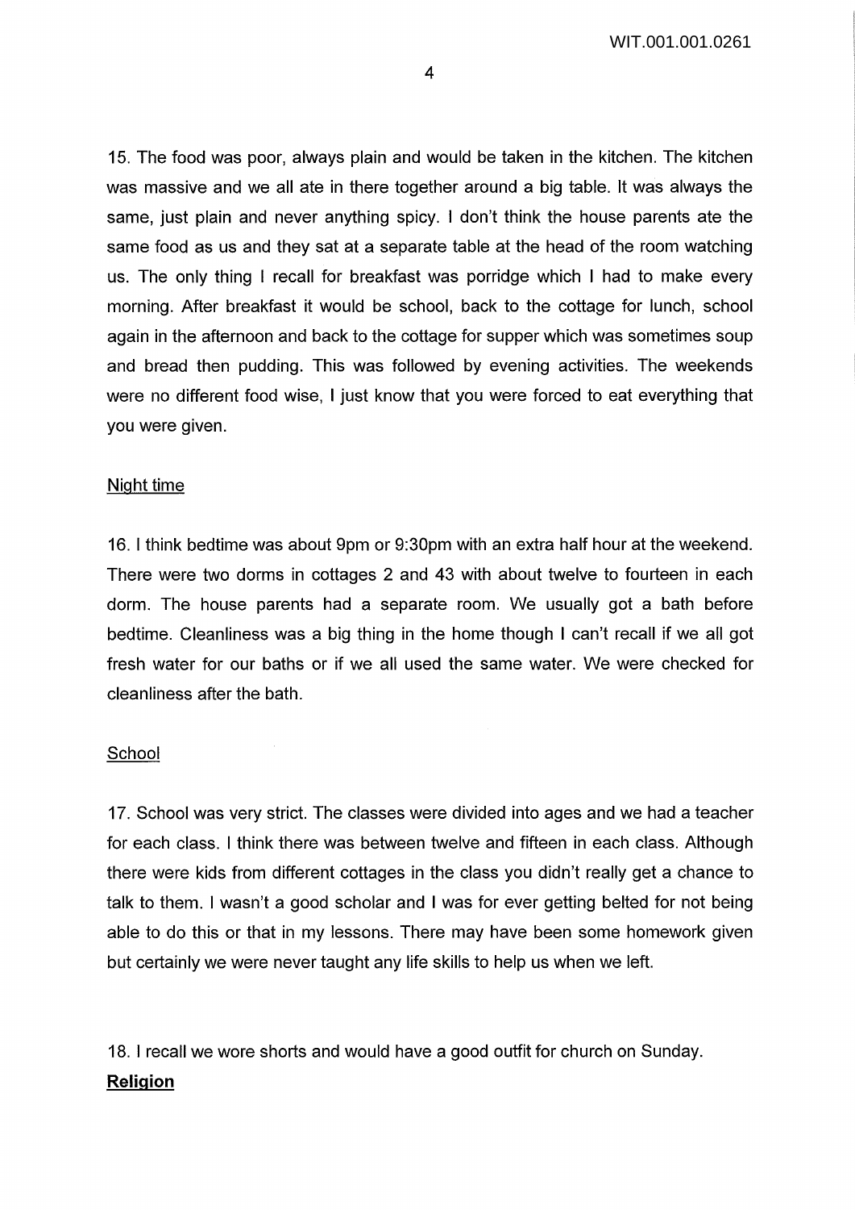15. The food was poor, always plain and would be taken in the kitchen. The kitchen was massive and we all ate in there together around a big table. It was always the same, just plain and never anything spicy. I don't think the house parents ate the same food as us and they sat at a separate table at the head of the room watching us. The only thing I recall for breakfast was porridge which I had to make every morning. After breakfast it would be school, back to the cottage for lunch, school again in the afternoon and back to the cottage for supper which was sometimes soup and bread then pudding. This was followed by evening activities. The weekends were no different food wise, I just know that you were forced to eat everything that you were given.

Night time

16. I think bedtime was about 9pm or 9:30pm with an extra half hour at the weekend. There were two dorms in cottages 2 and 43 with about twelve to fourteen in each dorm. The house parents had a separate room. We usually got a bath before bedtime. Cleanliness was a big thing in the home though I can't recall if we all got fresh water for our baths or if we all used the same water. We were checked for cleanliness after the bath.

School

17. School was very strict. The classes were divided into ages and we had a teacher for each class. I think there was between twelve and fifteen in each class. Although there were kids from different cottages in the class you didn't really get a chance to talk to them. I wasn't a good scholar and I was for ever getting belted for not being able to do this or that in my lessons. There may have been some homework given but certainly we were never taught any life skills to help us when we left.

18. I recall we wore shorts and would have a good outfit for church on Sunday.

**Religion**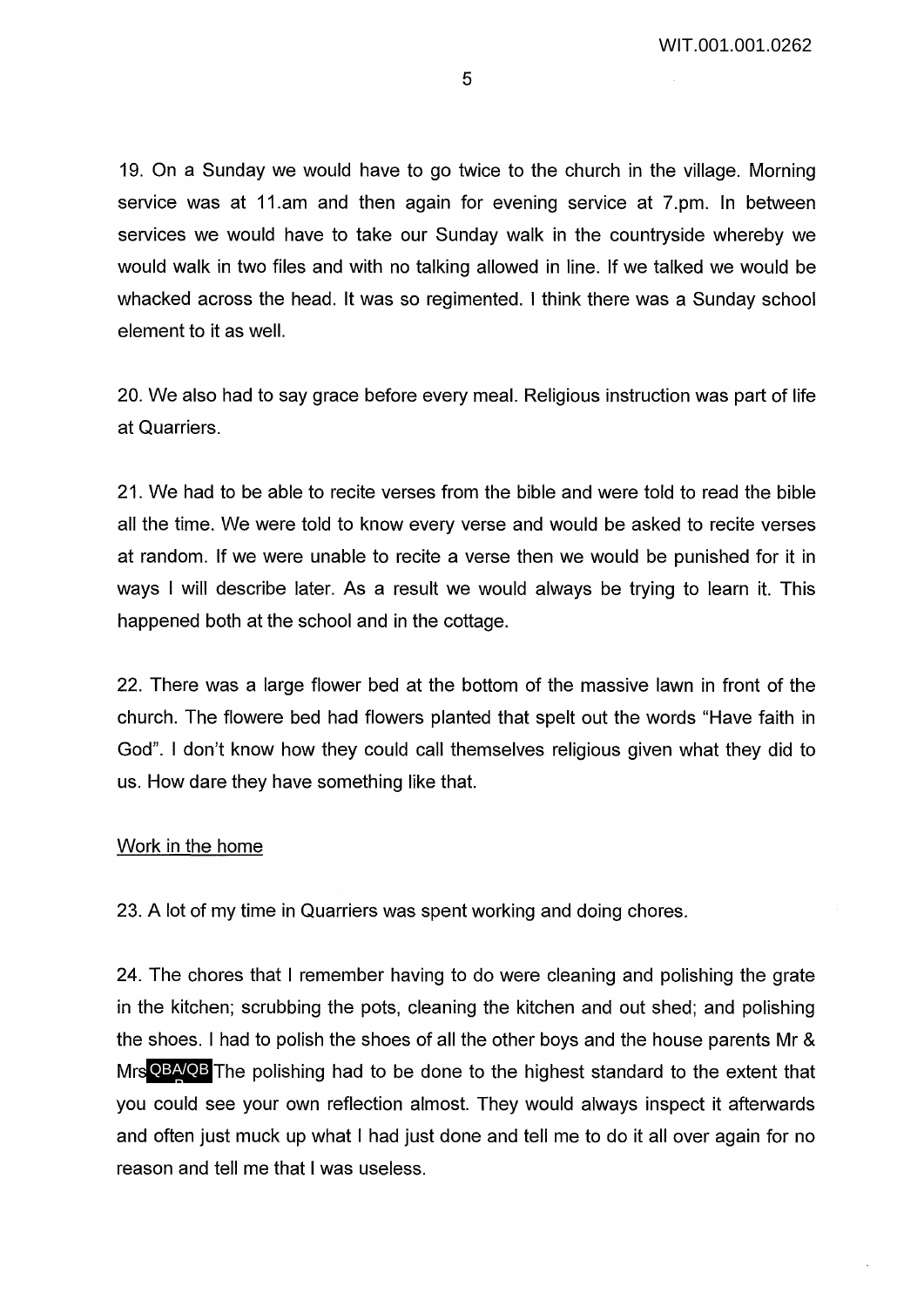19. On a Sunday we would have to go twice to the church in the village. Morning service was at 11.am and then again for evening service at 7.pm. In between services we would have to take our Sunday walk in the countryside whereby we would walk in two files and with no talking allowed in line. If we talked we would be whacked across the head. It was so regimented. I think there was a Sunday school element to it as well.

20. We also had to say grace before every meal. Religious instruction was part of life at Quarriers.

21. We had to be able to recite verses from the bible and were told to read the bible all the time. We were told to know every verse and would be asked to recite verses at random. If we were unable to recite a verse then we would be punished for it in ways I will describe later. As a result we would always be trying to learn it. This happened both at the school and in the cottage.

22. There was a large flower bed at the bottom of the massive lawn in front of the church. The flowere bed had flowers planted that spelt out the words "Have faith in God". I don't know how they could call themselves religious given what they did to us. How dare they have something like that.

## Work in the home

23. A lot of my time in Quarriers was spent working and doing chores.

24. The chores that I remember having to do were cleaning and polishing the grate in the kitchen; scrubbing the pots, cleaning the kitchen and out shed; and polishing the shoes. I had to polish the shoes of all the other boys and the house parents Mr & Mrs QBA/QB The polishing had to be done to the highest standard to the extent that you could see your own reflection almost. They would always inspect it afterwards and often just muck up what I had just done and tell me to do it all over again for no reason and tell me that I was useless.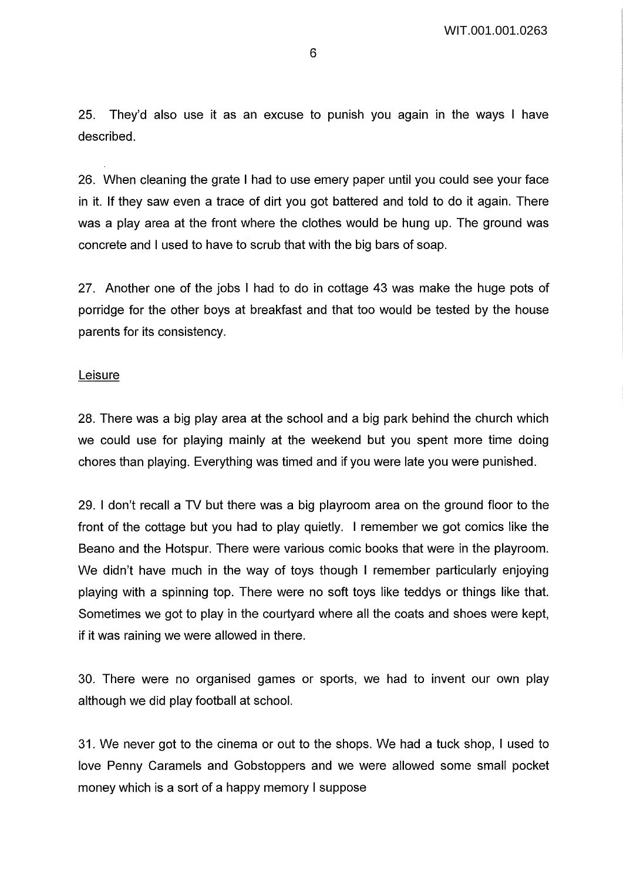25. They'd also use it as an excuse to punish you again in the ways I have described.

26. When cleaning the grate I had to use emery paper until you could see your face in it. If they saw even a trace of dirt you got battered and told to do it again. There was a play area at the front where the clothes would be hung up. The ground was concrete and I used to have to scrub that with the big bars of soap.

27. Another one of the jobs I had to do in cottage 43 was make the huge pots of porridge for the other boys at breakfast and that too would be tested by the house parents for its consistency.

## Leisure

28. There was a big play area at the school and a big park behind the church which we could use for playing mainly at the weekend but you spent more time doing chores than playing. Everything was timed and if you were late you were punished.

29. I don't recall a TV but there was a big playroom area on the ground floor to the front of the cottage but you had to play quietly. I remember we got comics like the Beano and the Hotspur. There were various comic books that were in the playroom. We didn't have much in the way of toys though I remember particularly enjoying playing with a spinning top. There were no soft toys like teddys or things like that. Sometimes we got to play in the courtyard where all the coats and shoes were kept, if it was raining we were allowed in there.

30. There were no organised games or sports, we had to invent our own play although we did play football at school.

31. We never got to the cinema or out to the shops. We had a tuck shop, I used to love Penny Caramels and Gobstoppers and we were allowed some small pocket money which is a sort of a happy memory I suppose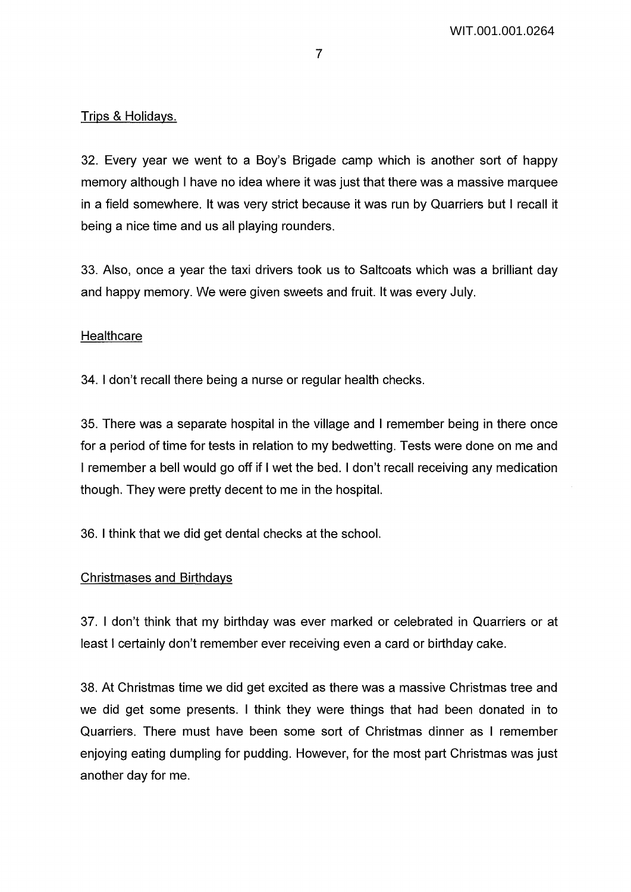Trips & Holidays.

32. Every year we went to a Boy's Brigade camp which is another sort of happy memory although I have no idea where it was just that there was a massive marquee in a field somewhere. It was very strict because it was run by Quarriers but I recall it being a nice time and us all playing rounders.

33. Also, once a year the taxi drivers took us to Saltcoats which was a brilliant day and happy memory. We were given sweets and fruit. It was every July.

Healthcare

34. I don't recall there being a nurse or regular health checks.

35. There was a separate hospital in the village and I remember being in there once for a period of time for tests in relation to my bedwetting. Tests were done on me and I remember a bell would go off if I wet the bed. I don't recall receiving any medication though. They were pretty decent to me in the hospital.

36. I think that we did get dental checks at the school.

Christmases and Birthdays

37. I don't think that my birthday was ever marked or celebrated in Quarriers or at least I certainly don't remember ever receiving even a card or birthday cake.

38. At Christmas time we did get excited as there was a massive Christmas tree and we did get some presents. I think they were things that had been donated in to Quarriers. There must have been some sort of Christmas dinner as I remember enjoying eating dumpling for pudding. However, for the most part Christmas was just another day for me.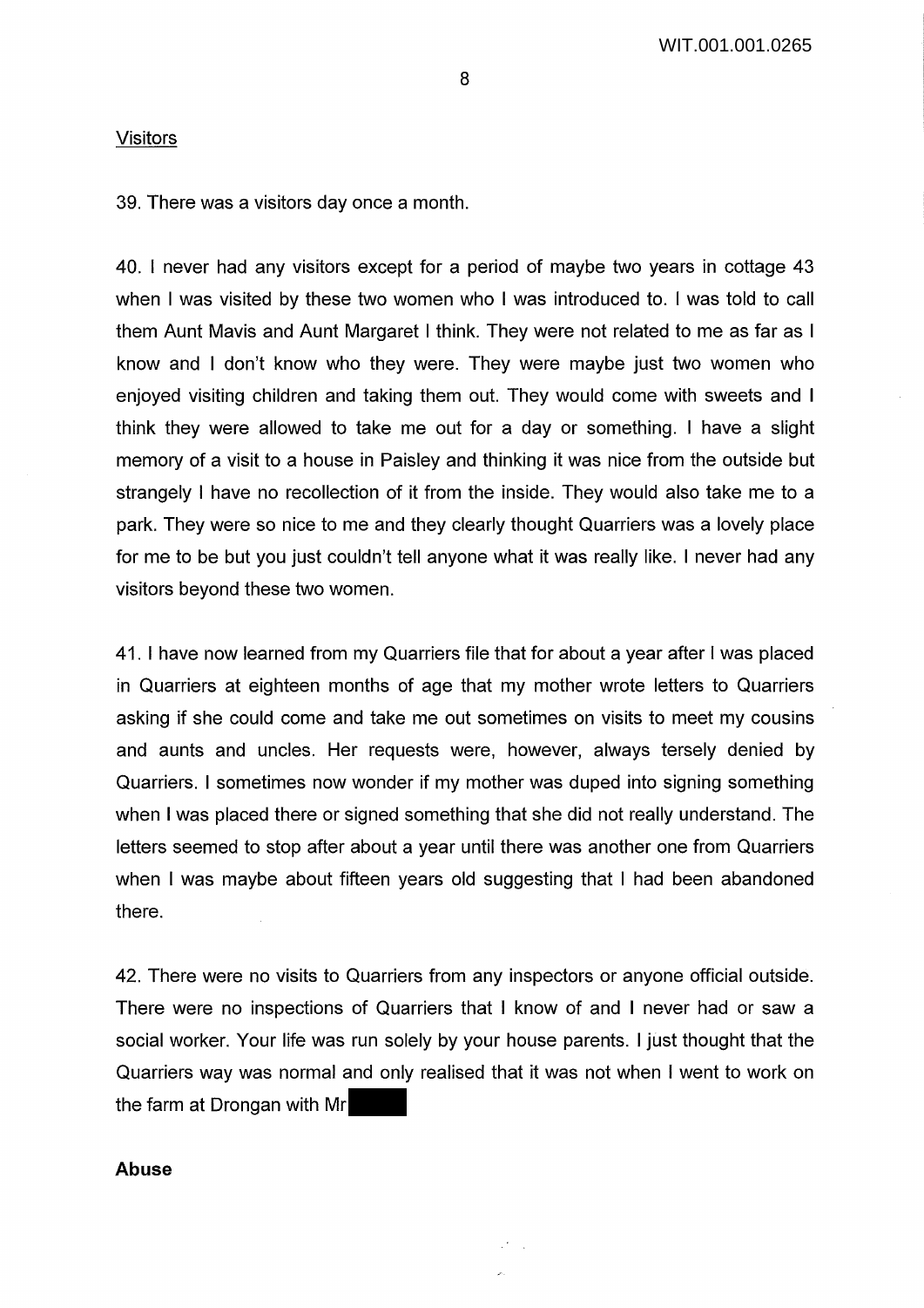Visitors

39. There was a visitors day once a month.

40. I never had any visitors except for a period of maybe two years in cottage 43 when I was visited by these two women who I was introduced to. I was told to call them Aunt Mavis and Aunt Margaret I think. They were not related to me as far as I know and I don't know who they were. They were maybe just two women who enjoyed visiting children and taking them out. They would come with sweets and I think they were allowed to take me out for a day or something. I have a slight memory of a visit to a house in Paisley and thinking it was nice from the outside but strangely I have no recollection of it from the inside. They would also take me to a park. They were so nice to me and they clearly thought Quarriers was a lovely place for me to be but you just couldn't tell anyone what it was really like. I never had any visitors beyond these two women.

41. I have now learned from my Quarriers file that for about a year after I was placed in Quarriers at eighteen months of age that my mother wrote letters to Quarriers asking if she could come and take me out sometimes on visits to meet my cousins and aunts and uncles. Her requests were, however, always tersely denied by Quarriers. I sometimes now wonder if my mother was duped into signing something when I was placed there or signed something that she did not really understand. The letters seemed to stop after about a year until there was another one from Quarriers when I was maybe about fifteen years old suggesting that I had been abandoned there.

42. There were no visits to Quarriers from any inspectors or anyone official outside. There were no inspections of Quarriers that I know of and I never had or saw a social worker. Your life was run solely by your house parents. I just thought that the Quarriers way was normal and only realised that it was not when I went to work on the farm at Drongan with Mr

**Abuse**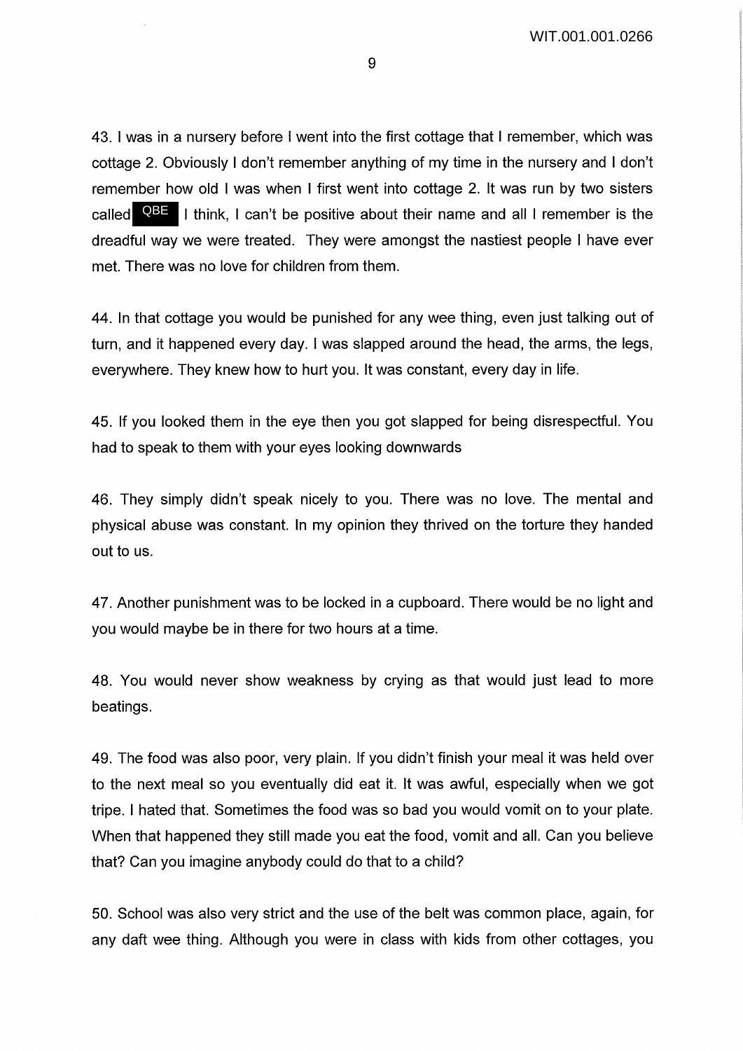43. I was in a nursery before I went into the first cottage that I remember, which was cottage 2. Obviously I don't remember anything of my time in the nursery and I don't remember how old I was when I first went into cottage 2. It was run by two sisters called QBE I think, I can't be positive about their name and all I remember is the dreadful way we were treated. They were amongst the nastiest people I have ever met. There was no love for children from them.

44. In that cottage you would be punished for any wee thing, even just talking out of turn, and it happened every day. I was slapped around the head, the arms, the legs, everywhere. They knew how to hurt you. It was constant, every day in life.

45. If you looked them in the eye then you got slapped for being disrespectful. You had to speak to them with your eyes looking downwards

46. They simply didn't speak nicely to you. There was no love. The mental and physical abuse was constant. In my opinion they thrived on the torture they handed out to us.

47. Another punishment was to be locked in a cupboard. There would be no light and you would maybe be in there for two hours at a time.

48. You would never show weakness by crying as that would just lead to more beatings.

49. The food was also poor, very plain. If you didn't finish your meal it was held over to the next meal so you eventually did eat it. It was awful, especially when we got tripe. I hated that. Sometimes the food was so bad you would vomit on to your plate. When that happened they still made you eat the food, vomit and all. Can you believe that? Can you imagine anybody could do that to a child?

50. School was also very strict and the use of the belt was common place, again, for any daft wee thing. Although you were in class with kids from other cottages, you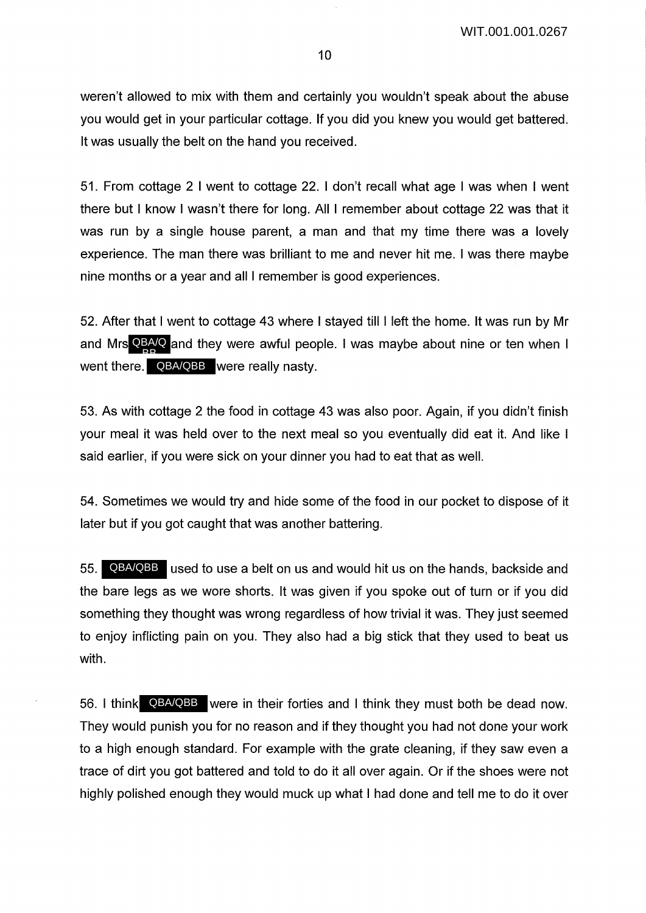weren't allowed to mix with them and certainly you wouldn't speak about the abuse you would get in your particular cottage. If you did you knew you would get battered. It was usually the belt on the hand you received.

51. From cottage 2 I went to cottage 22. I don't recall what age I was when I went there but I know I wasn't there for long. All I remember about cottage 22 was that it was run by a single house parent, a man and that my time there was a lovely experience. The man there was brilliant to me and never hit me. I was there maybe nine months or a year and all I remember is good experiences.

52. After that I went to cottage 43 where I stayed till I left the home. It was run by Mr and Mrs QBA/QBB and they were awful people. I was maybe about nine or ten when I went there. QBA/QBB were really nasty.

53. As with cottage 2 the food in cottage 43 was also poor. Again, if you didn't finish your meal it was held over to the next meal so you eventually did eat it. And like I said earlier, if you were sick on your dinner you had to eat that as well.

54. Sometimes we would try and hide some of the food in our pocket to dispose of it later but if you got caught that was another battering.

55. QBA/QBB used to use a belt on us and would hit us on the hands, backside and the bare legs as we wore shorts. It was given if you spoke out of turn or if you did something they thought was wrong regardless of how trivial it was. They just seemed to enjoy inflicting pain on you. They also had a big stick that they used to beat us with.

56. I think QBA/QBB were in their forties and I think they must both be dead now. They would punish you for no reason and if they thought you had not done your work to a high enough standard. For example with the grate cleaning, if they saw even a trace of dirt you got battered and told to do it all over again. Or if the shoes were not highly polished enough they would muck up what I had done and tell me to do it over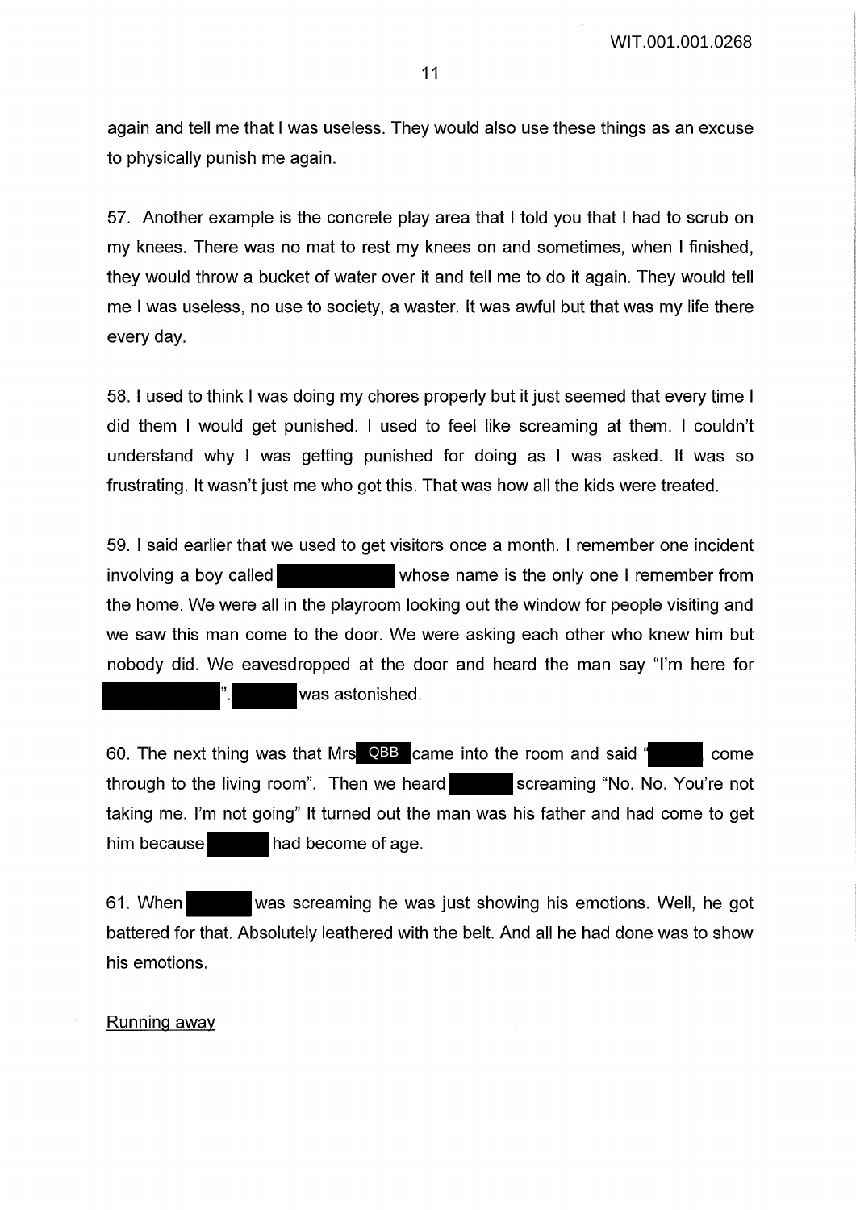again and tell me that I was useless. They would also use these things as an excuse to physically punish me again.

57. Another example is the concrete play area that I told you that I had to scrub on my knees. There was no mat to rest my knees on and sometimes, when I finished, they would throw a bucket of water over it and tell me to do it again. They would tell me I was useless, no use to society, a waster. It was awful but that was my life there every day.

58. I used to think I was doing my chores properly but it just seemed that every time I did them I would get punished. I used to feel like screaming at them. I couldn't understand why I was getting punished for doing as I was asked. It was so frustrating. It wasn't just me who got this. That was how all the kids were treated.

59. I said earlier that we used to get visitors once a month. I remember one incident involving a boy called [REDACTED] whose name is the only one I remember from the home. We were all in the playroom looking out the window for people visiting and we saw this man come to the door. We were asking each other who knew him but nobody did. We eavesdropped at the door and heard the man say "I'm here for [REDACTED]". [REDACTED] was astonished.

60. The next thing was that Mrs QBB came into the room and said "[REDACTED] come through to the living room". Then we heard [REDACTED] screaming "No. No. You're not taking me. I'm not going" It turned out the man was his father and had come to get him because [REDACTED] had become of age.

61. When [REDACTED] was screaming he was just showing his emotions. Well, he got battered for that. Absolutely leathered with the belt. And all he had done was to show his emotions.

<u>Running away</u>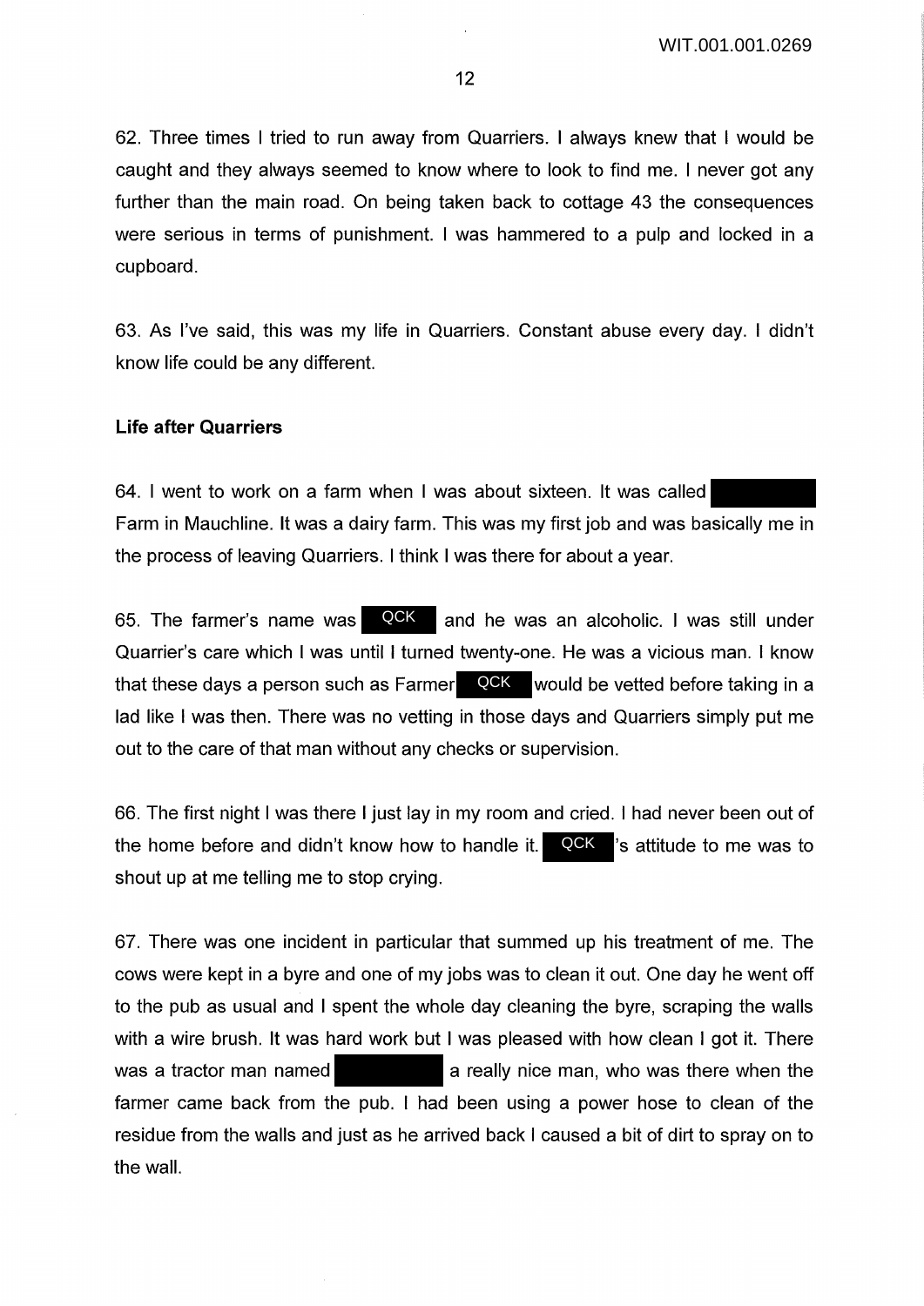62. Three times I tried to run away from Quarriers. I always knew that I would be caught and they always seemed to know where to look to find me. I never got any further than the main road. On being taken back to cottage 43 the consequences were serious in terms of punishment. I was hammered to a pulp and locked in a cupboard.

63. As I've said, this was my life in Quarriers. Constant abuse every day. I didn't know life could be any different.

**Life after Quarriers**

64. I went to work on a farm when I was about sixteen. It was called Farm in Mauchline. It was a dairy farm. This was my first job and was basically me in the process of leaving Quarriers. I think I was there for about a year.

65. The farmer's name was QCK and he was an alcoholic. I was still under Quarrier's care which I was until I turned twenty-one. He was a vicious man. I know that these days a person such as Farmer QCK would be vetted before taking in a lad like I was then. There was no vetting in those days and Quarriers simply put me out to the care of that man without any checks or supervision.

66. The first night I was there I just lay in my room and cried. I had never been out of the home before and didn't know how to handle it. QCK 's attitude to me was to shout up at me telling me to stop crying.

67. There was one incident in particular that summed up his treatment of me. The cows were kept in a byre and one of my jobs was to clean it out. One day he went off to the pub as usual and I spent the whole day cleaning the byre, scraping the walls with a wire brush. It was hard work but I was pleased with how clean I got it. There was a tractor man named a really nice man, who was there when the farmer came back from the pub. I had been using a power hose to clean of the residue from the walls and just as he arrived back I caused a bit of dirt to spray on to the wall.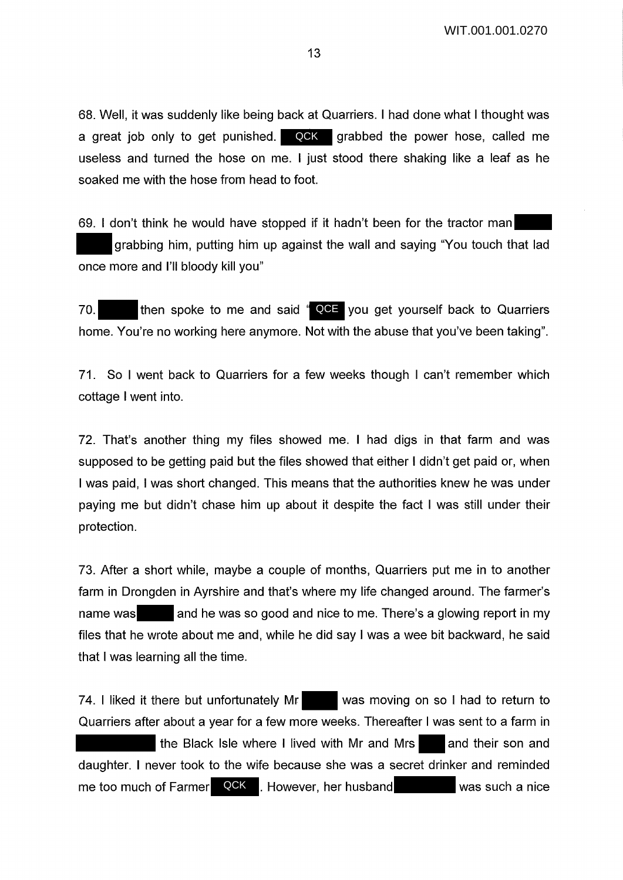68. Well, it was suddenly like being back at Quarriers. I had done what I thought was a great job only to get punished. QCK grabbed the power hose, called me useless and turned the hose on me. I just stood there shaking like a leaf as he soaked me with the hose from head to foot.

69. I don't think he would have stopped if it hadn't been for the tractor man grabbing him, putting him up against the wall and saying "You touch that lad once more and I'll bloody kill you"

70. then spoke to me and said " QCE you get yourself back to Quarriers home. You're no working here anymore. Not with the abuse that you've been taking".

71. So I went back to Quarriers for a few weeks though I can't remember which cottage I went into.

72. That's another thing my files showed me. I had digs in that farm and was supposed to be getting paid but the files showed that either I didn't get paid or, when I was paid, I was short changed. This means that the authorities knew he was under paying me but didn't chase him up about it despite the fact I was still under their protection.

73. After a short while, maybe a couple of months, Quarriers put me in to another farm in Drongden in Ayrshire and that's where my life changed around. The farmer's name was and he was so good and nice to me. There's a glowing report in my files that he wrote about me and, while he did say I was a wee bit backward, he said that I was learning all the time.

74. I liked it there but unfortunately Mr was moving on so I had to return to Quarriers after about a year for a few more weeks. Thereafter I was sent to a farm in the Black Isle where I lived with Mr and Mrs and their son and daughter. I never took to the wife because she was a secret drinker and reminded me too much of Farmer QCK. However, her husband was such a nice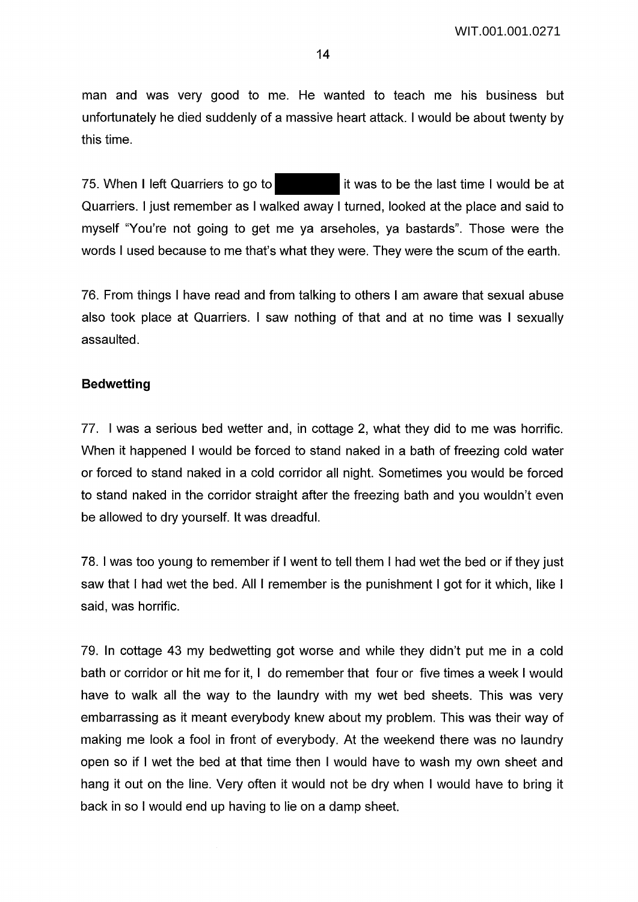man and was very good to me. He wanted to teach me his business but unfortunately he died suddenly of a massive heart attack. I would be about twenty by this time.

75. When I left Quarriers to go to ███████ it was to be the last time I would be at Quarriers. I just remember as I walked away I turned, looked at the place and said to myself "You're not going to get me ya arseholes, ya bastards". Those were the words I used because to me that's what they were. They were the scum of the earth.

76. From things I have read and from talking to others I am aware that sexual abuse also took place at Quarriers. I saw nothing of that and at no time was I sexually assaulted.

**Bedwetting**

77. I was a serious bed wetter and, in cottage 2, what they did to me was horrific. When it happened I would be forced to stand naked in a bath of freezing cold water or forced to stand naked in a cold corridor all night. Sometimes you would be forced to stand naked in the corridor straight after the freezing bath and you wouldn't even be allowed to dry yourself. It was dreadful.

78. I was too young to remember if I went to tell them I had wet the bed or if they just saw that I had wet the bed. All I remember is the punishment I got for it which, like I said, was horrific.

79. In cottage 43 my bedwetting got worse and while they didn't put me in a cold bath or corridor or hit me for it, I do remember that four or five times a week I would have to walk all the way to the laundry with my wet bed sheets. This was very embarrassing as it meant everybody knew about my problem. This was their way of making me look a fool in front of everybody. At the weekend there was no laundry open so if I wet the bed at that time then I would have to wash my own sheet and hang it out on the line. Very often it would not be dry when I would have to bring it back in so I would end up having to lie on a damp sheet.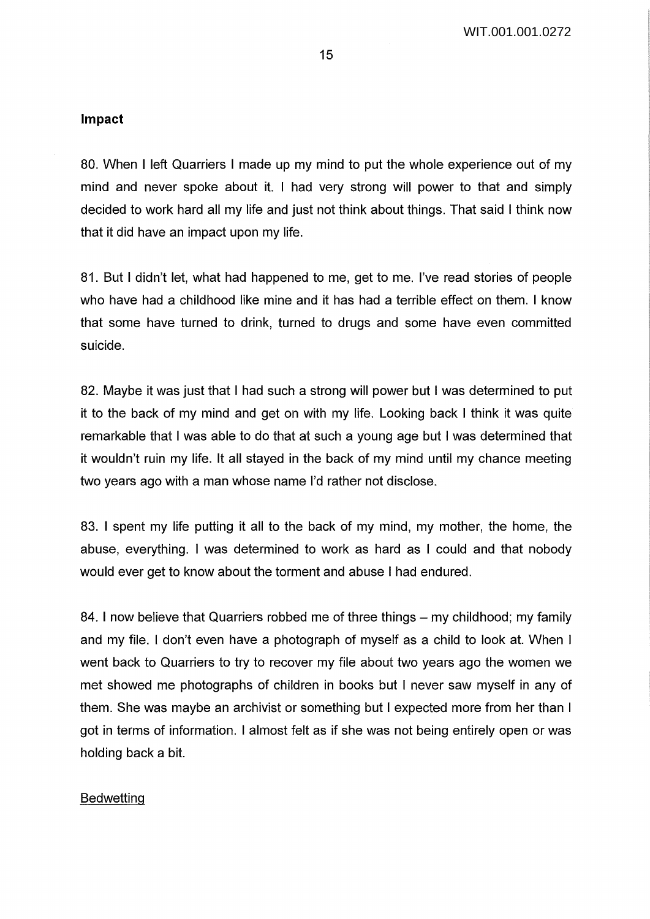**Impact**

80. When I left Quarriers I made up my mind to put the whole experience out of my mind and never spoke about it. I had very strong will power to that and simply decided to work hard all my life and just not think about things. That said I think now that it did have an impact upon my life.

81. But I didn't let, what had happened to me, get to me. I've read stories of people who have had a childhood like mine and it has had a terrible effect on them. I know that some have turned to drink, turned to drugs and some have even committed suicide.

82. Maybe it was just that I had such a strong will power but I was determined to put it to the back of my mind and get on with my life. Looking back I think it was quite remarkable that I was able to do that at such a young age but I was determined that it wouldn't ruin my life. It all stayed in the back of my mind until my chance meeting two years ago with a man whose name I'd rather not disclose.

83. I spent my life putting it all to the back of my mind, my mother, the home, the abuse, everything. I was determined to work as hard as I could and that nobody would ever get to know about the torment and abuse I had endured.

84. I now believe that Quarriers robbed me of three things – my childhood; my family and my file. I don't even have a photograph of myself as a child to look at. When I went back to Quarriers to try to recover my file about two years ago the women we met showed me photographs of children in books but I never saw myself in any of them. She was maybe an archivist or something but I expected more from her than I got in terms of information. I almost felt as if she was not being entirely open or was holding back a bit.

<u>Bedwetting</u>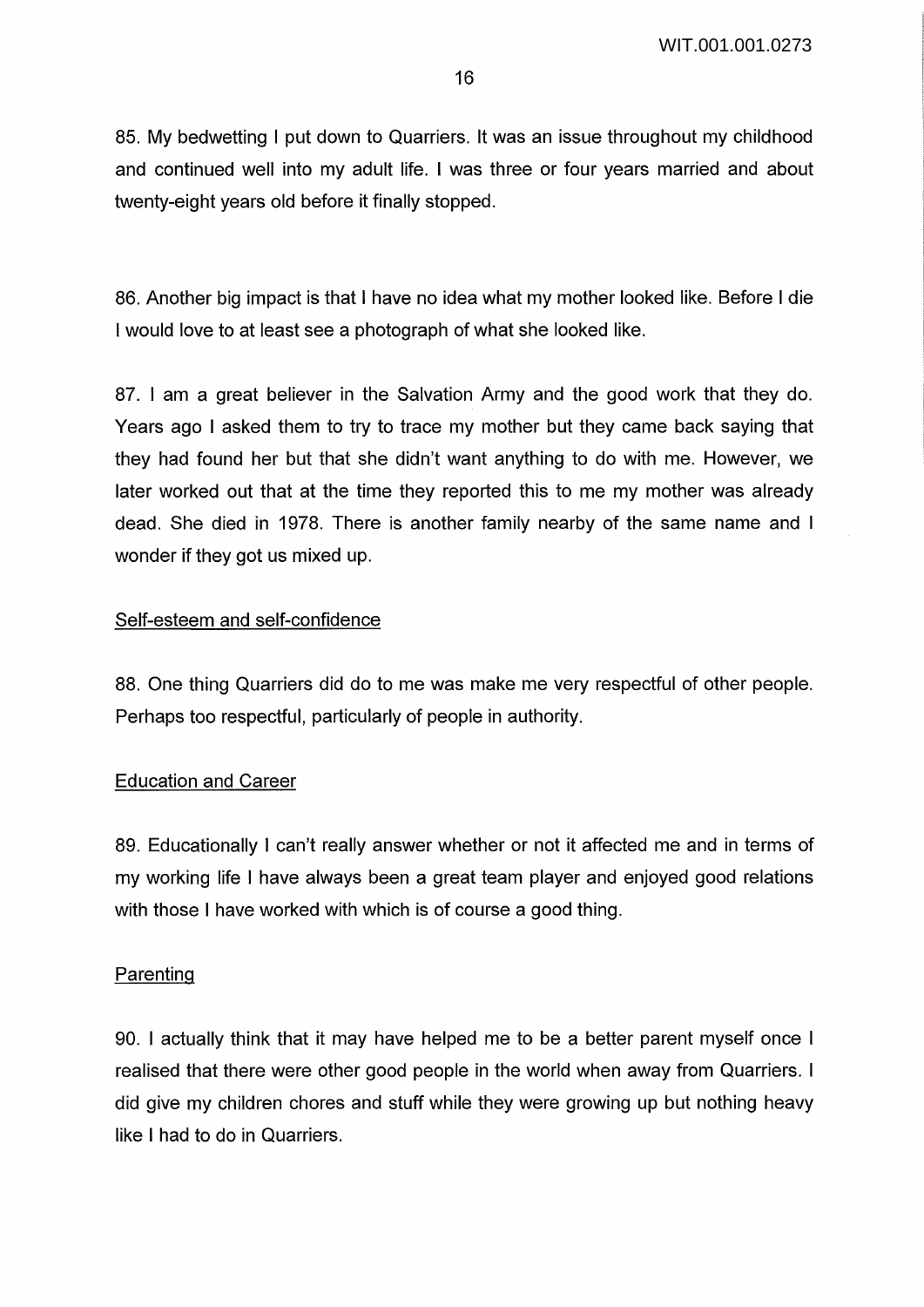85. My bedwetting I put down to Quarriers. It was an issue throughout my childhood and continued well into my adult life. I was three or four years married and about twenty-eight years old before it finally stopped.

86. Another big impact is that I have no idea what my mother looked like. Before I die I would love to at least see a photograph of what she looked like.

87. I am a great believer in the Salvation Army and the good work that they do. Years ago I asked them to try to trace my mother but they came back saying that they had found her but that she didn't want anything to do with me. However, we later worked out that at the time they reported this to me my mother was already dead. She died in 1978. There is another family nearby of the same name and I wonder if they got us mixed up.

<u>Self-esteem and self-confidence</u>

88. One thing Quarriers did do to me was make me very respectful of other people. Perhaps too respectful, particularly of people in authority.

<u>Education and Career</u>

89. Educationally I can't really answer whether or not it affected me and in terms of my working life I have always been a great team player and enjoyed good relations with those I have worked with which is of course a good thing.

<u>Parenting</u>

90. I actually think that it may have helped me to be a better parent myself once I realised that there were other good people in the world when away from Quarriers. I did give my children chores and stuff while they were growing up but nothing heavy like I had to do in Quarriers.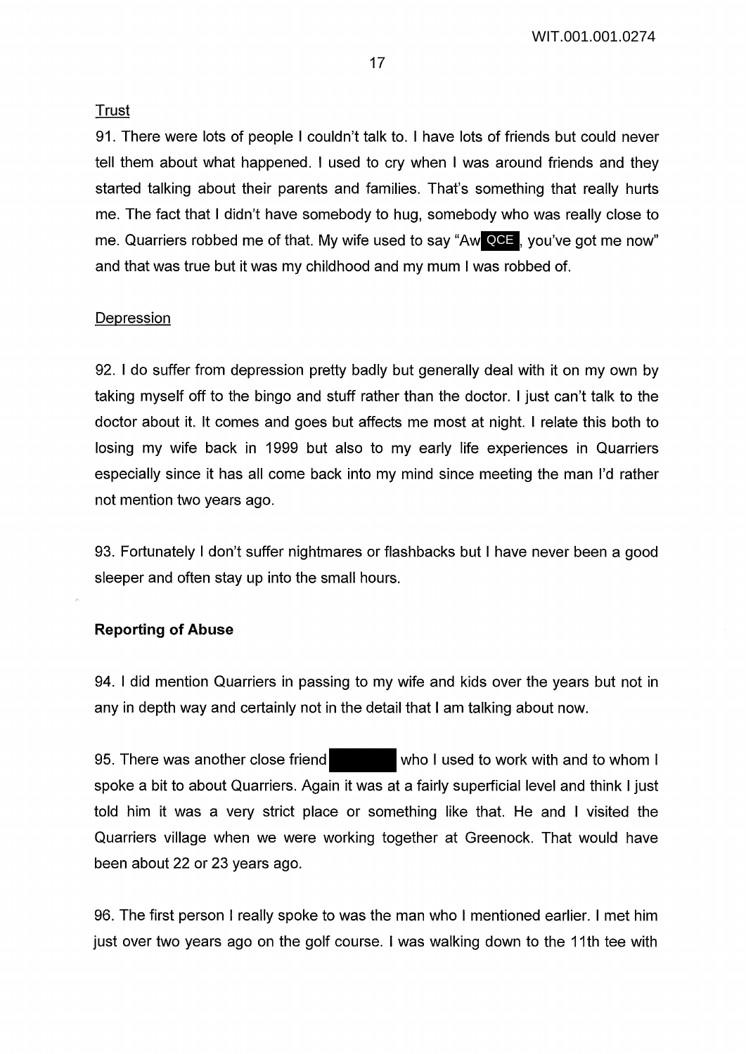Trust

91. There were lots of people I couldn't talk to. I have lots of friends but could never tell them about what happened. I used to cry when I was around friends and they started talking about their parents and families. That's something that really hurts me. The fact that I didn't have somebody to hug, somebody who was really close to me. Quarriers robbed me of that. My wife used to say "Aw QCE, you've got me now" and that was true but it was my childhood and my mum I was robbed of.

Depression

92. I do suffer from depression pretty badly but generally deal with it on my own by taking myself off to the bingo and stuff rather than the doctor. I just can't talk to the doctor about it. It comes and goes but affects me most at night. I relate this both to losing my wife back in 1999 but also to my early life experiences in Quarriers especially since it has all come back into my mind since meeting the man I'd rather not mention two years ago.

93. Fortunately I don't suffer nightmares or flashbacks but I have never been a good sleeper and often stay up into the small hours.

**Reporting of Abuse**

94. I did mention Quarriers in passing to my wife and kids over the years but not in any in depth way and certainly not in the detail that I am talking about now.

95. There was another close friend [redacted] who I used to work with and to whom I spoke a bit to about Quarriers. Again it was at a fairly superficial level and think I just told him it was a very strict place or something like that. He and I visited the Quarriers village when we were working together at Greenock. That would have been about 22 or 23 years ago.

96. The first person I really spoke to was the man who I mentioned earlier. I met him just over two years ago on the golf course. I was walking down to the 11th tee with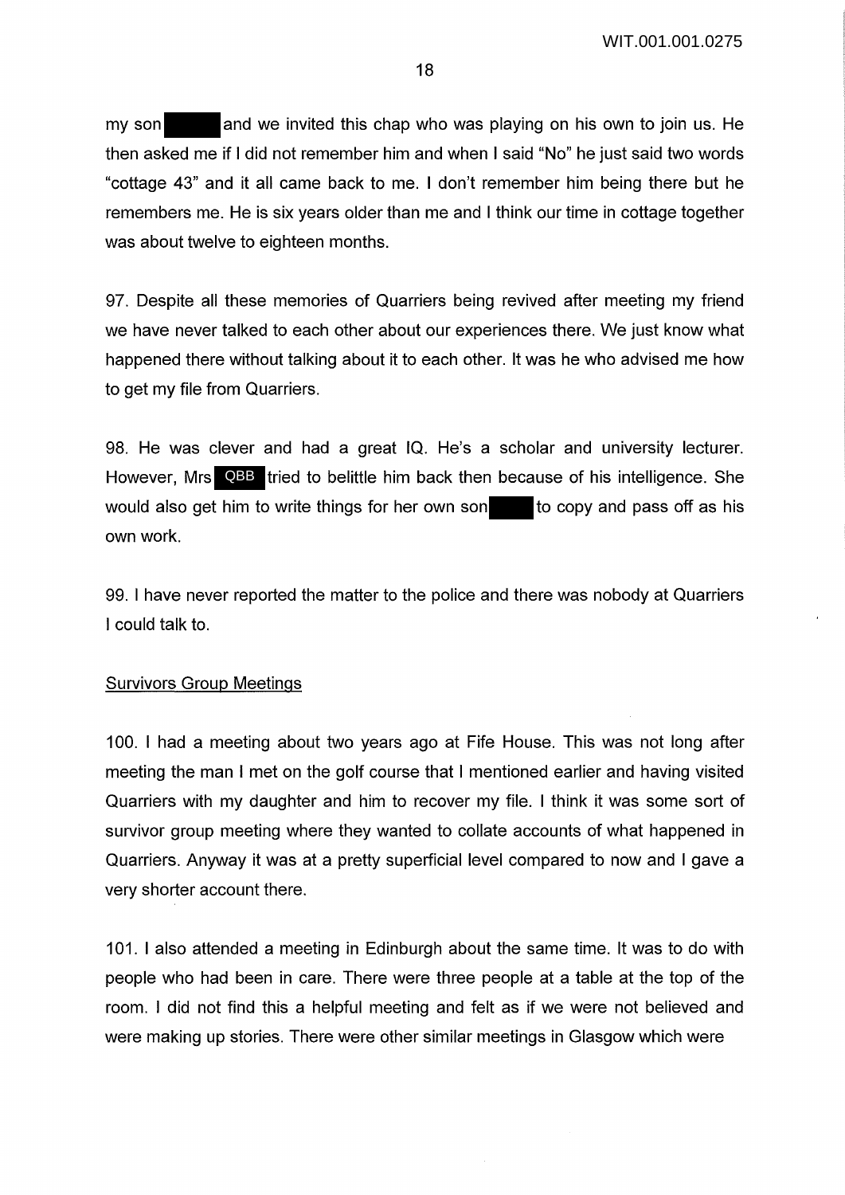my son [redacted] and we invited this chap who was playing on his own to join us. He then asked me if I did not remember him and when I said "No" he just said two words "cottage 43" and it all came back to me. I don't remember him being there but he remembers me. He is six years older than me and I think our time in cottage together was about twelve to eighteen months.

97. Despite all these memories of Quarriers being revived after meeting my friend we have never talked to each other about our experiences there. We just know what happened there without talking about it to each other. It was he who advised me how to get my file from Quarriers.

98. He was clever and had a great IQ. He's a scholar and university lecturer. However, Mrs QBB tried to belittle him back then because of his intelligence. She would also get him to write things for her own son [redacted] to copy and pass off as his own work.

99. I have never reported the matter to the police and there was nobody at Quarriers I could talk to.

## Survivors Group Meetings

100. I had a meeting about two years ago at Fife House. This was not long after meeting the man I met on the golf course that I mentioned earlier and having visited Quarriers with my daughter and him to recover my file. I think it was some sort of survivor group meeting where they wanted to collate accounts of what happened in Quarriers. Anyway it was at a pretty superficial level compared to now and I gave a very shorter account there.

101. I also attended a meeting in Edinburgh about the same time. It was to do with people who had been in care. There were three people at a table at the top of the room. I did not find this a helpful meeting and felt as if we were not believed and were making up stories. There were other similar meetings in Glasgow which were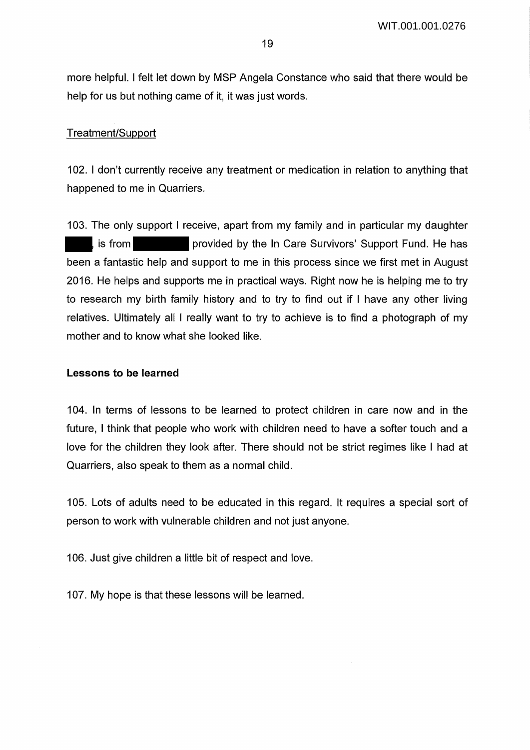more helpful. I felt let down by MSP Angela Constance who said that there would be help for us but nothing came of it, it was just words.

Treatment/Support

102. I don't currently receive any treatment or medication in relation to anything that happened to me in Quarriers.

103. The only support I receive, apart from my family and in particular my daughter ████, is from ████████ provided by the In Care Survivors' Support Fund. He has been a fantastic help and support to me in this process since we first met in August 2016. He helps and supports me in practical ways. Right now he is helping me to try to research my birth family history and to try to find out if I have any other living relatives. Ultimately all I really want to try to achieve is to find a photograph of my mother and to know what she looked like.

**Lessons to be learned**

104. In terms of lessons to be learned to protect children in care now and in the future, I think that people who work with children need to have a softer touch and a love for the children they look after. There should not be strict regimes like I had at Quarriers, also speak to them as a normal child.

105. Lots of adults need to be educated in this regard. It requires a special sort of person to work with vulnerable children and not just anyone.

106. Just give children a little bit of respect and love.

107. My hope is that these lessons will be learned.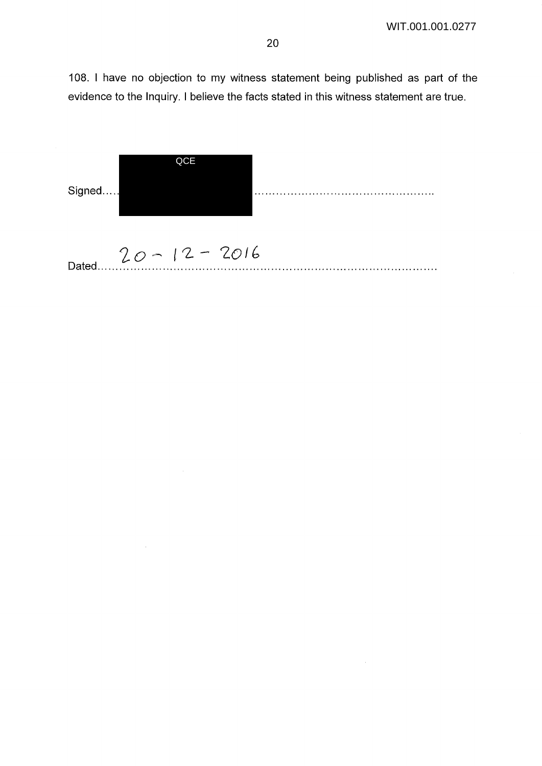108. I have no objection to my witness statement being published as part of the evidence to the Inquiry. I believe the facts stated in this witness statement are true.

Signed.... QCE ................................................

Dated 20 - 12 - 2016